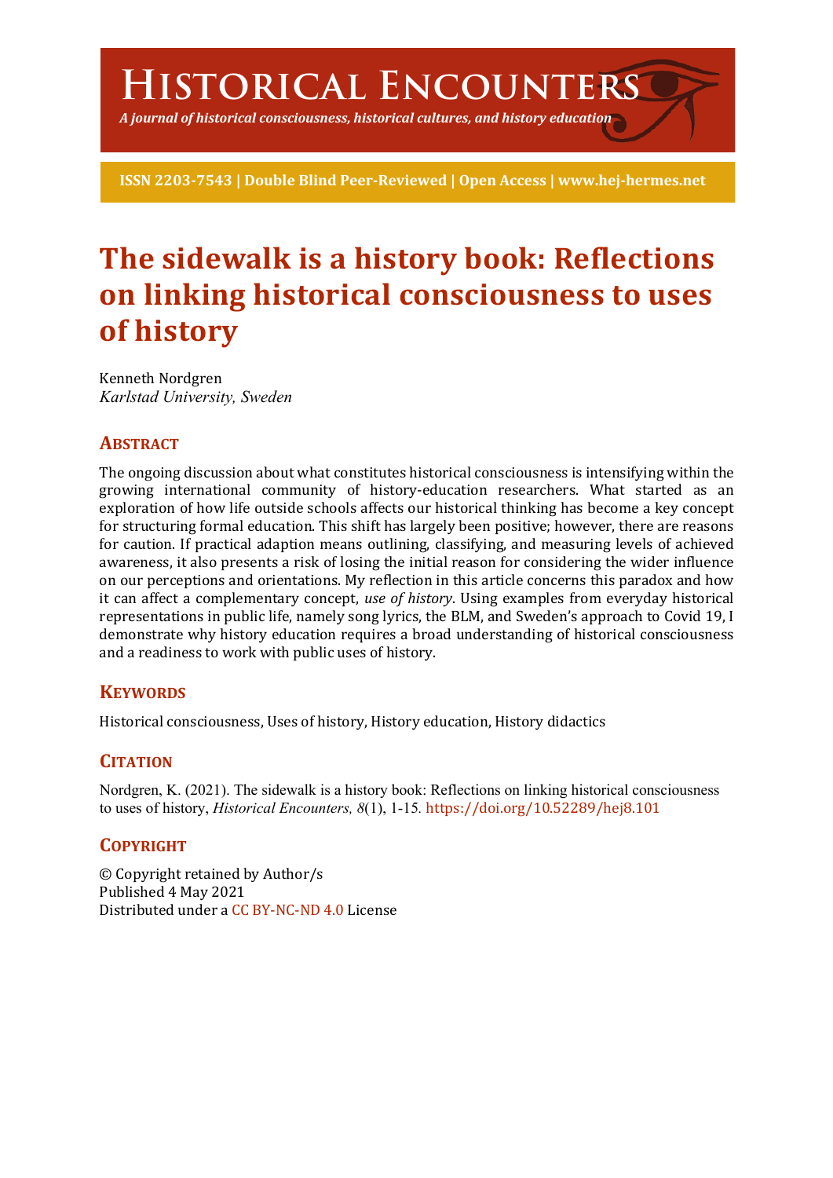# Historical Encounters

*A journal of historical consciousness, historical cultures, and history education*

**ISSN 2203-7543 | Double Blind Peer-Reviewed | Open Access | www.hej-hermes.net**

# The sidewalk is a history book: Reflections on linking historical consciousness to uses of history

Kenneth Nordgren
*Karlstad University, Sweden*

## Abstract

The ongoing discussion about what constitutes historical consciousness is intensifying within the growing international community of history-education researchers. What started as an exploration of how life outside schools affects our historical thinking has become a key concept for structuring formal education. This shift has largely been positive; however, there are reasons for caution. If practical adaption means outlining, classifying, and measuring levels of achieved awareness, it also presents a risk of losing the initial reason for considering the wider influence on our perceptions and orientations. My reflection in this article concerns this paradox and how it can affect a complementary concept, *use of history*. Using examples from everyday historical representations in public life, namely song lyrics, the BLM, and Sweden's approach to Covid 19, I demonstrate why history education requires a broad understanding of historical consciousness and a readiness to work with public uses of history.

## Keywords

Historical consciousness, Uses of history, History education, History didactics

## Citation

Nordgren, K. (2021). The sidewalk is a history book: Reflections on linking historical consciousness to uses of history, *Historical Encounters, 8*(1), 1-15. https://doi.org/10.52289/hej8.101

## Copyright

© Copyright retained by Author/s
Published 4 May 2021
Distributed under a CC BY-NC-ND 4.0 License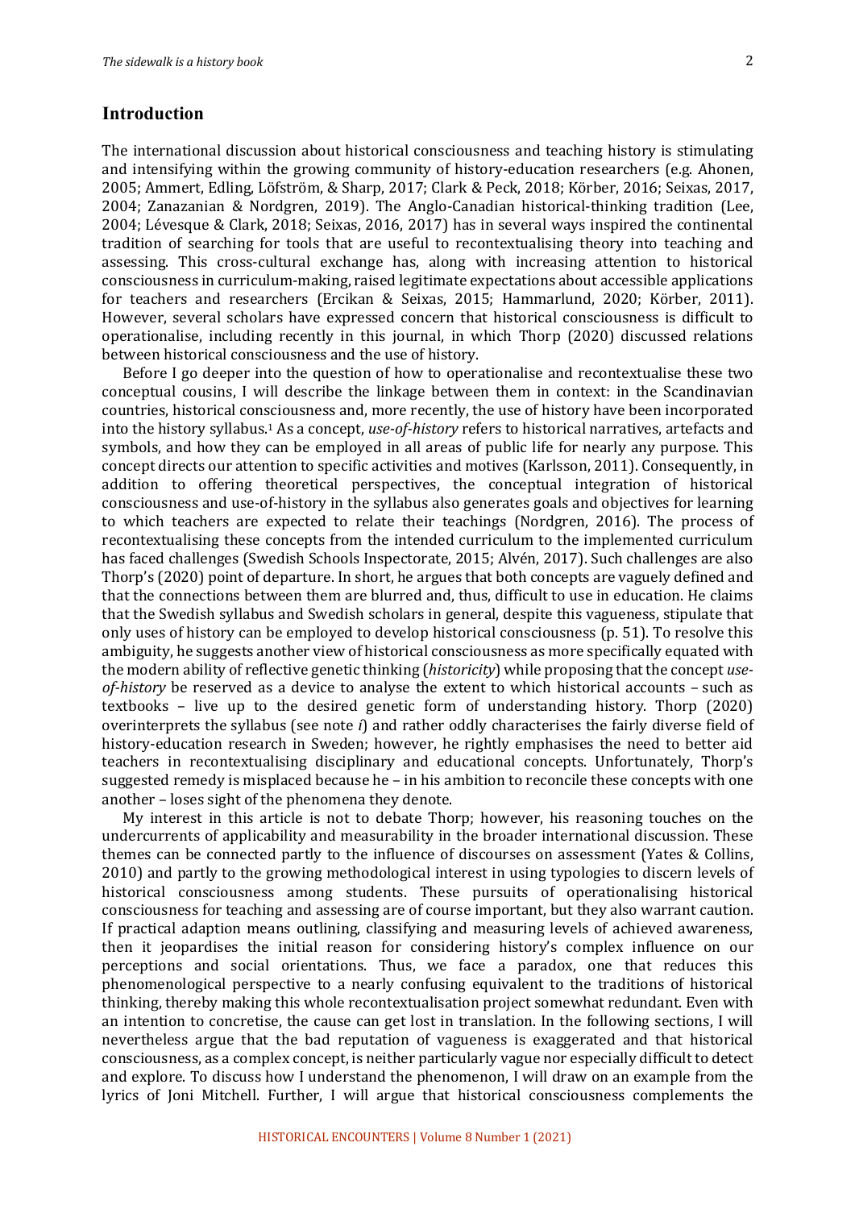## Introduction

The international discussion about historical consciousness and teaching history is stimulating and intensifying within the growing community of history-education researchers (e.g. Ahonen, 2005; Ammert, Edling, Löfström, & Sharp, 2017; Clark & Peck, 2018; Körber, 2016; Seixas, 2017, 2004; Zanazanian & Nordgren, 2019). The Anglo-Canadian historical-thinking tradition (Lee, 2004; Lévesque & Clark, 2018; Seixas, 2016, 2017) has in several ways inspired the continental tradition of searching for tools that are useful to recontextualising theory into teaching and assessing. This cross-cultural exchange has, along with increasing attention to historical consciousness in curriculum-making, raised legitimate expectations about accessible applications for teachers and researchers (Ercikan & Seixas, 2015; Hammarlund, 2020; Körber, 2011). However, several scholars have expressed concern that historical consciousness is difficult to operationalise, including recently in this journal, in which Thorp (2020) discussed relations between historical consciousness and the use of history.

Before I go deeper into the question of how to operationalise and recontextualise these two conceptual cousins, I will describe the linkage between them in context: in the Scandinavian countries, historical consciousness and, more recently, the use of history have been incorporated into the history syllabus.[1] As a concept, *use-of-history* refers to historical narratives, artefacts and symbols, and how they can be employed in all areas of public life for nearly any purpose. This concept directs our attention to specific activities and motives (Karlsson, 2011). Consequently, in addition to offering theoretical perspectives, the conceptual integration of historical consciousness and use-of-history in the syllabus also generates goals and objectives for learning to which teachers are expected to relate their teachings (Nordgren, 2016). The process of recontextualising these concepts from the intended curriculum to the implemented curriculum has faced challenges (Swedish Schools Inspectorate, 2015; Alvén, 2017). Such challenges are also Thorp's (2020) point of departure. In short, he argues that both concepts are vaguely defined and that the connections between them are blurred and, thus, difficult to use in education. He claims that the Swedish syllabus and Swedish scholars in general, despite this vagueness, stipulate that only uses of history can be employed to develop historical consciousness (p. 51). To resolve this ambiguity, he suggests another view of historical consciousness as more specifically equated with the modern ability of reflective genetic thinking (*historicity*) while proposing that the concept *use-of-history* be reserved as a device to analyse the extent to which historical accounts – such as textbooks – live up to the desired genetic form of understanding history. Thorp (2020) overinterprets the syllabus (see note *i*) and rather oddly characterises the fairly diverse field of history-education research in Sweden; however, he rightly emphasises the need to better aid teachers in recontextualising disciplinary and educational concepts. Unfortunately, Thorp's suggested remedy is misplaced because he – in his ambition to reconcile these concepts with one another – loses sight of the phenomena they denote.

My interest in this article is not to debate Thorp; however, his reasoning touches on the undercurrents of applicability and measurability in the broader international discussion. These themes can be connected partly to the influence of discourses on assessment (Yates & Collins, 2010) and partly to the growing methodological interest in using typologies to discern levels of historical consciousness among students. These pursuits of operationalising historical consciousness for teaching and assessing are of course important, but they also warrant caution. If practical adaption means outlining, classifying and measuring levels of achieved awareness, then it jeopardises the initial reason for considering history's complex influence on our perceptions and social orientations. Thus, we face a paradox, one that reduces this phenomenological perspective to a nearly confusing equivalent to the traditions of historical thinking, thereby making this whole recontextualisation project somewhat redundant. Even with an intention to concretise, the cause can get lost in translation. In the following sections, I will nevertheless argue that the bad reputation of vagueness is exaggerated and that historical consciousness, as a complex concept, is neither particularly vague nor especially difficult to detect and explore. To discuss how I understand the phenomenon, I will draw on an example from the lyrics of Joni Mitchell. Further, I will argue that historical consciousness complements the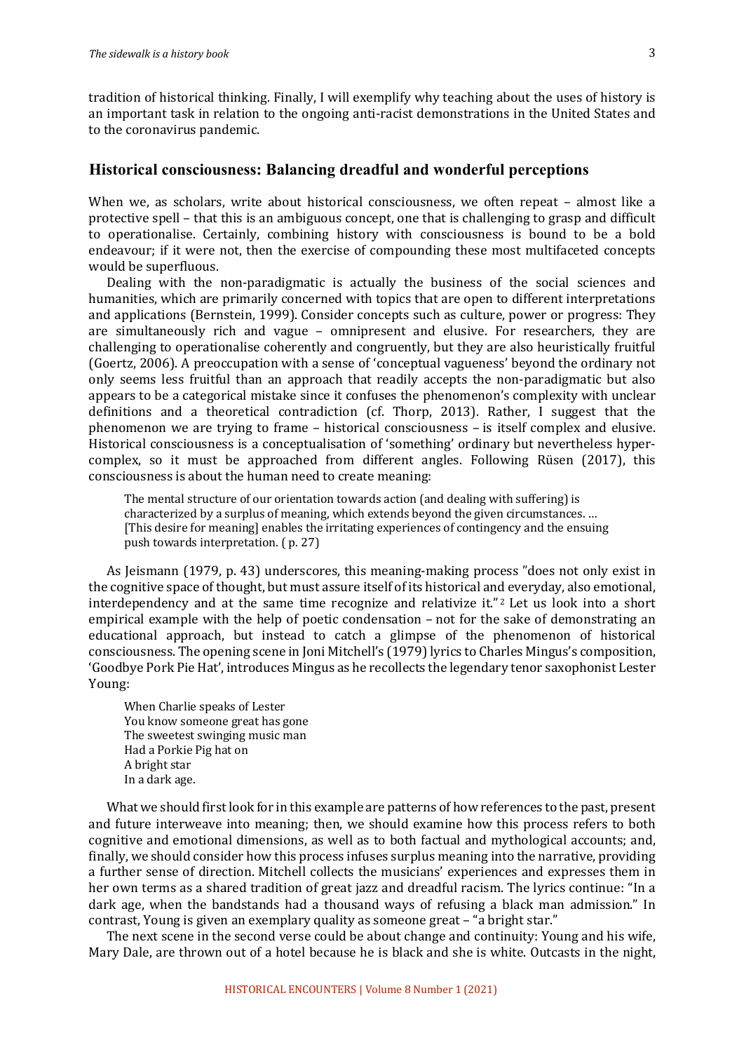tradition of historical thinking. Finally, I will exemplify why teaching about the uses of history is an important task in relation to the ongoing anti-racist demonstrations in the United States and to the coronavirus pandemic.

## Historical consciousness: Balancing dreadful and wonderful perceptions

When we, as scholars, write about historical consciousness, we often repeat – almost like a protective spell – that this is an ambiguous concept, one that is challenging to grasp and difficult to operationalise. Certainly, combining history with consciousness is bound to be a bold endeavour; if it were not, then the exercise of compounding these most multifaceted concepts would be superfluous.

Dealing with the non-paradigmatic is actually the business of the social sciences and humanities, which are primarily concerned with topics that are open to different interpretations and applications (Bernstein, 1999). Consider concepts such as culture, power or progress: They are simultaneously rich and vague – omnipresent and elusive. For researchers, they are challenging to operationalise coherently and congruently, but they are also heuristically fruitful (Goertz, 2006). A preoccupation with a sense of 'conceptual vagueness' beyond the ordinary not only seems less fruitful than an approach that readily accepts the non-paradigmatic but also appears to be a categorical mistake since it confuses the phenomenon's complexity with unclear definitions and a theoretical contradiction (cf. Thorp, 2013). Rather, I suggest that the phenomenon we are trying to frame – historical consciousness – is itself complex and elusive. Historical consciousness is a conceptualisation of 'something' ordinary but nevertheless hyper-complex, so it must be approached from different angles. Following Rüsen (2017), this consciousness is about the human need to create meaning:

> The mental structure of our orientation towards action (and dealing with suffering) is characterized by a surplus of meaning, which extends beyond the given circumstances. … [This desire for meaning] enables the irritating experiences of contingency and the ensuing push towards interpretation. ( p. 27)

As Jeismann (1979, p. 43) underscores, this meaning-making process "does not only exist in the cognitive space of thought, but must assure itself of its historical and everyday, also emotional, interdependency and at the same time recognize and relativize it." [2] Let us look into a short empirical example with the help of poetic condensation – not for the sake of demonstrating an educational approach, but instead to catch a glimpse of the phenomenon of historical consciousness. The opening scene in Joni Mitchell's (1979) lyrics to Charles Mingus's composition, 'Goodbye Pork Pie Hat', introduces Mingus as he recollects the legendary tenor saxophonist Lester Young:

> When Charlie speaks of Lester
> You know someone great has gone
> The sweetest swinging music man
> Had a Porkie Pig hat on
> A bright star
> In a dark age.

What we should first look for in this example are patterns of how references to the past, present and future interweave into meaning; then, we should examine how this process refers to both cognitive and emotional dimensions, as well as to both factual and mythological accounts; and, finally, we should consider how this process infuses surplus meaning into the narrative, providing a further sense of direction. Mitchell collects the musicians' experiences and expresses them in her own terms as a shared tradition of great jazz and dreadful racism. The lyrics continue: "In a dark age, when the bandstands had a thousand ways of refusing a black man admission." In contrast, Young is given an exemplary quality as someone great – "a bright star."

The next scene in the second verse could be about change and continuity: Young and his wife, Mary Dale, are thrown out of a hotel because he is black and she is white. Outcasts in the night,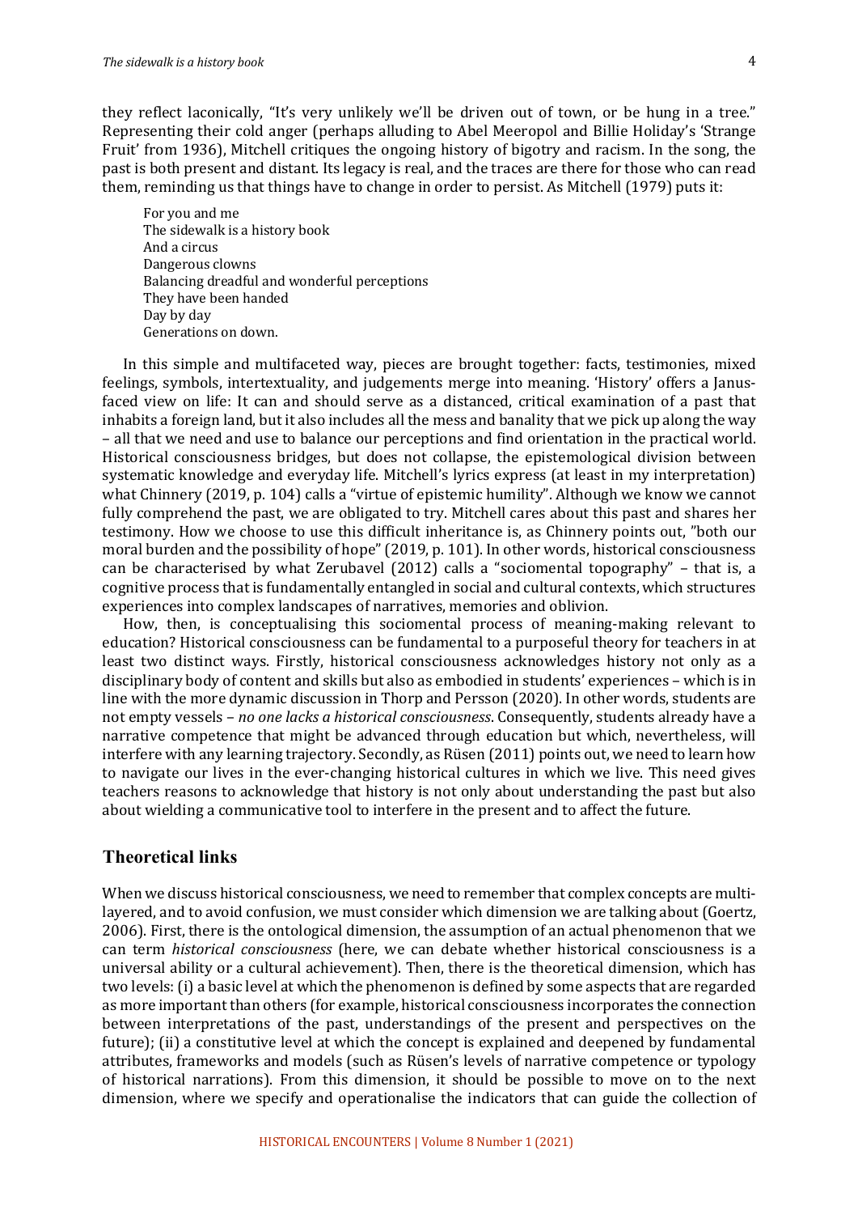they reflect laconically, "It's very unlikely we'll be driven out of town, or be hung in a tree." Representing their cold anger (perhaps alluding to Abel Meeropol and Billie Holiday's 'Strange Fruit' from 1936), Mitchell critiques the ongoing history of bigotry and racism. In the song, the past is both present and distant. Its legacy is real, and the traces are there for those who can read them, reminding us that things have to change in order to persist. As Mitchell (1979) puts it:

> For you and me  
> The sidewalk is a history book  
> And a circus  
> Dangerous clowns  
> Balancing dreadful and wonderful perceptions  
> They have been handed  
> Day by day  
> Generations on down.

In this simple and multifaceted way, pieces are brought together: facts, testimonies, mixed feelings, symbols, intertextuality, and judgements merge into meaning. 'History' offers a Janus-faced view on life: It can and should serve as a distanced, critical examination of a past that inhabits a foreign land, but it also includes all the mess and banality that we pick up along the way – all that we need and use to balance our perceptions and find orientation in the practical world. Historical consciousness bridges, but does not collapse, the epistemological division between systematic knowledge and everyday life. Mitchell's lyrics express (at least in my interpretation) what Chinnery (2019, p. 104) calls a "virtue of epistemic humility". Although we know we cannot fully comprehend the past, we are obligated to try. Mitchell cares about this past and shares her testimony. How we choose to use this difficult inheritance is, as Chinnery points out, "both our moral burden and the possibility of hope" (2019, p. 101). In other words, historical consciousness can be characterised by what Zerubavel (2012) calls a "sociomental topography" – that is, a cognitive process that is fundamentally entangled in social and cultural contexts, which structures experiences into complex landscapes of narratives, memories and oblivion.

How, then, is conceptualising this sociomental process of meaning-making relevant to education? Historical consciousness can be fundamental to a purposeful theory for teachers in at least two distinct ways. Firstly, historical consciousness acknowledges history not only as a disciplinary body of content and skills but also as embodied in students' experiences – which is in line with the more dynamic discussion in Thorp and Persson (2020). In other words, students are not empty vessels – *no one lacks a historical consciousness*. Consequently, students already have a narrative competence that might be advanced through education but which, nevertheless, will interfere with any learning trajectory. Secondly, as Rüsen (2011) points out, we need to learn how to navigate our lives in the ever-changing historical cultures in which we live. This need gives teachers reasons to acknowledge that history is not only about understanding the past but also about wielding a communicative tool to interfere in the present and to affect the future.

## Theoretical links

When we discuss historical consciousness, we need to remember that complex concepts are multi-layered, and to avoid confusion, we must consider which dimension we are talking about (Goertz, 2006). First, there is the ontological dimension, the assumption of an actual phenomenon that we can term *historical consciousness* (here, we can debate whether historical consciousness is a universal ability or a cultural achievement). Then, there is the theoretical dimension, which has two levels: (i) a basic level at which the phenomenon is defined by some aspects that are regarded as more important than others (for example, historical consciousness incorporates the connection between interpretations of the past, understandings of the present and perspectives on the future); (ii) a constitutive level at which the concept is explained and deepened by fundamental attributes, frameworks and models (such as Rüsen's levels of narrative competence or typology of historical narrations). From this dimension, it should be possible to move on to the next dimension, where we specify and operationalise the indicators that can guide the collection of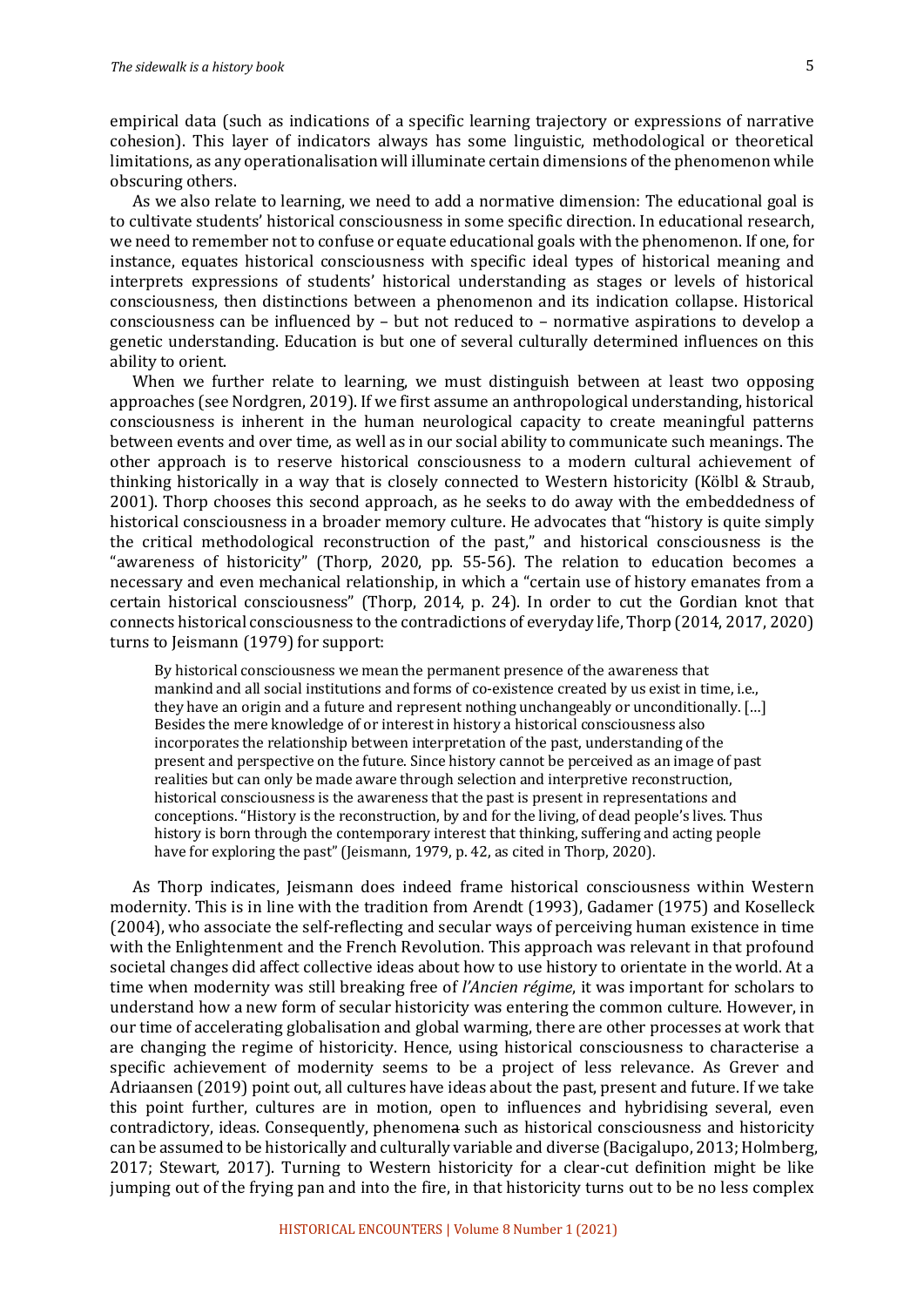empirical data (such as indications of a specific learning trajectory or expressions of narrative cohesion). This layer of indicators always has some linguistic, methodological or theoretical limitations, as any operationalisation will illuminate certain dimensions of the phenomenon while obscuring others.

As we also relate to learning, we need to add a normative dimension: The educational goal is to cultivate students' historical consciousness in some specific direction. In educational research, we need to remember not to confuse or equate educational goals with the phenomenon. If one, for instance, equates historical consciousness with specific ideal types of historical meaning and interprets expressions of students' historical understanding as stages or levels of historical consciousness, then distinctions between a phenomenon and its indication collapse. Historical consciousness can be influenced by – but not reduced to – normative aspirations to develop a genetic understanding. Education is but one of several culturally determined influences on this ability to orient.

When we further relate to learning, we must distinguish between at least two opposing approaches (see Nordgren, 2019). If we first assume an anthropological understanding, historical consciousness is inherent in the human neurological capacity to create meaningful patterns between events and over time, as well as in our social ability to communicate such meanings. The other approach is to reserve historical consciousness to a modern cultural achievement of thinking historically in a way that is closely connected to Western historicity (Kölbl & Straub, 2001). Thorp chooses this second approach, as he seeks to do away with the embeddedness of historical consciousness in a broader memory culture. He advocates that "history is quite simply the critical methodological reconstruction of the past," and historical consciousness is the "awareness of historicity" (Thorp, 2020, pp. 55-56). The relation to education becomes a necessary and even mechanical relationship, in which a "certain use of history emanates from a certain historical consciousness" (Thorp, 2014, p. 24). In order to cut the Gordian knot that connects historical consciousness to the contradictions of everyday life, Thorp (2014, 2017, 2020) turns to Jeismann (1979) for support:

> By historical consciousness we mean the permanent presence of the awareness that mankind and all social institutions and forms of co-existence created by us exist in time, i.e., they have an origin and a future and represent nothing unchangeably or unconditionally. […] Besides the mere knowledge of or interest in history a historical consciousness also incorporates the relationship between interpretation of the past, understanding of the present and perspective on the future. Since history cannot be perceived as an image of past realities but can only be made aware through selection and interpretive reconstruction, historical consciousness is the awareness that the past is present in representations and conceptions. "History is the reconstruction, by and for the living, of dead people's lives. Thus history is born through the contemporary interest that thinking, suffering and acting people have for exploring the past" (Jeismann, 1979, p. 42, as cited in Thorp, 2020).

As Thorp indicates, Jeismann does indeed frame historical consciousness within Western modernity. This is in line with the tradition from Arendt (1993), Gadamer (1975) and Koselleck (2004), who associate the self-reflecting and secular ways of perceiving human existence in time with the Enlightenment and the French Revolution. This approach was relevant in that profound societal changes did affect collective ideas about how to use history to orientate in the world. At a time when modernity was still breaking free of *l'Ancien régime*, it was important for scholars to understand how a new form of secular historicity was entering the common culture. However, in our time of accelerating globalisation and global warming, there are other processes at work that are changing the regime of historicity. Hence, using historical consciousness to characterise a specific achievement of modernity seems to be a project of less relevance. As Grever and Adriaansen (2019) point out, all cultures have ideas about the past, present and future. If we take this point further, cultures are in motion, open to influences and hybridising several, even contradictory, ideas. Consequently, phenomena such as historical consciousness and historicity can be assumed to be historically and culturally variable and diverse (Bacigalupo, 2013; Holmberg, 2017; Stewart, 2017). Turning to Western historicity for a clear-cut definition might be like jumping out of the frying pan and into the fire, in that historicity turns out to be no less complex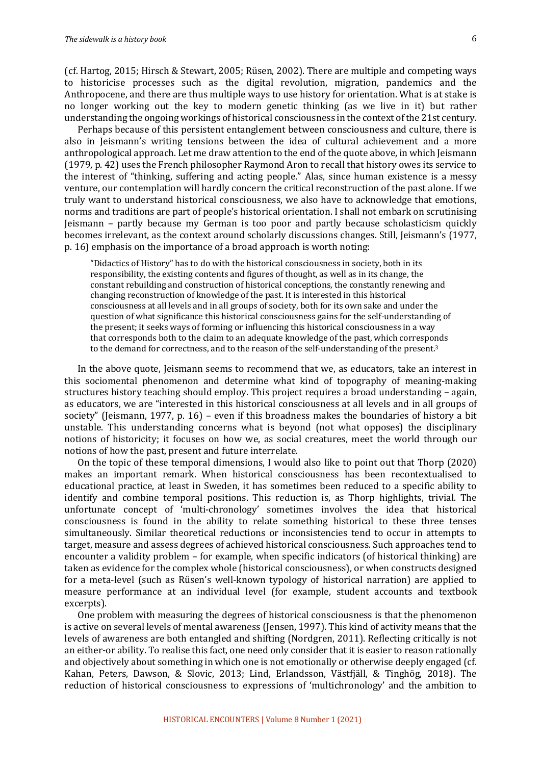(cf. Hartog, 2015; Hirsch & Stewart, 2005; Rüsen, 2002). There are multiple and competing ways to historicise processes such as the digital revolution, migration, pandemics and the Anthropocene, and there are thus multiple ways to use history for orientation. What is at stake is no longer working out the key to modern genetic thinking (as we live in it) but rather understanding the ongoing workings of historical consciousness in the context of the 21st century.

Perhaps because of this persistent entanglement between consciousness and culture, there is also in Jeismann's writing tensions between the idea of cultural achievement and a more anthropological approach. Let me draw attention to the end of the quote above, in which Jeismann (1979, p. 42) uses the French philosopher Raymond Aron to recall that history owes its service to the interest of "thinking, suffering and acting people." Alas, since human existence is a messy venture, our contemplation will hardly concern the critical reconstruction of the past alone. If we truly want to understand historical consciousness, we also have to acknowledge that emotions, norms and traditions are part of people's historical orientation. I shall not embark on scrutinising Jeismann – partly because my German is too poor and partly because scholasticism quickly becomes irrelevant, as the context around scholarly discussions changes. Still, Jeismann's (1977, p. 16) emphasis on the importance of a broad approach is worth noting:

> "Didactics of History" has to do with the historical consciousness in society, both in its responsibility, the existing contents and figures of thought, as well as in its change, the constant rebuilding and construction of historical conceptions, the constantly renewing and changing reconstruction of knowledge of the past. It is interested in this historical consciousness at all levels and in all groups of society, both for its own sake and under the question of what significance this historical consciousness gains for the self-understanding of the present; it seeks ways of forming or influencing this historical consciousness in a way that corresponds both to the claim to an adequate knowledge of the past, which corresponds to the demand for correctness, and to the reason of the self-understanding of the present.[3]

In the above quote, Jeismann seems to recommend that we, as educators, take an interest in this sociomental phenomenon and determine what kind of topography of meaning-making structures history teaching should employ. This project requires a broad understanding – again, as educators, we are "interested in this historical consciousness at all levels and in all groups of society" (Jeismann, 1977, p. 16) – even if this broadness makes the boundaries of history a bit unstable. This understanding concerns what is beyond (not what opposes) the disciplinary notions of historicity; it focuses on how we, as social creatures, meet the world through our notions of how the past, present and future interrelate.

On the topic of these temporal dimensions, I would also like to point out that Thorp (2020) makes an important remark. When historical consciousness has been recontextualised to educational practice, at least in Sweden, it has sometimes been reduced to a specific ability to identify and combine temporal positions. This reduction is, as Thorp highlights, trivial. The unfortunate concept of 'multi-chronology' sometimes involves the idea that historical consciousness is found in the ability to relate something historical to these three tenses simultaneously. Similar theoretical reductions or inconsistencies tend to occur in attempts to target, measure and assess degrees of achieved historical consciousness. Such approaches tend to encounter a validity problem – for example, when specific indicators (of historical thinking) are taken as evidence for the complex whole (historical consciousness), or when constructs designed for a meta-level (such as Rüsen's well-known typology of historical narration) are applied to measure performance at an individual level (for example, student accounts and textbook excerpts).

One problem with measuring the degrees of historical consciousness is that the phenomenon is active on several levels of mental awareness (Jensen, 1997). This kind of activity means that the levels of awareness are both entangled and shifting (Nordgren, 2011). Reflecting critically is not an either-or ability. To realise this fact, one need only consider that it is easier to reason rationally and objectively about something in which one is not emotionally or otherwise deeply engaged (cf. Kahan, Peters, Dawson, & Slovic, 2013; Lind, Erlandsson, Västfjäll, & Tinghög, 2018). The reduction of historical consciousness to expressions of 'multichronology' and the ambition to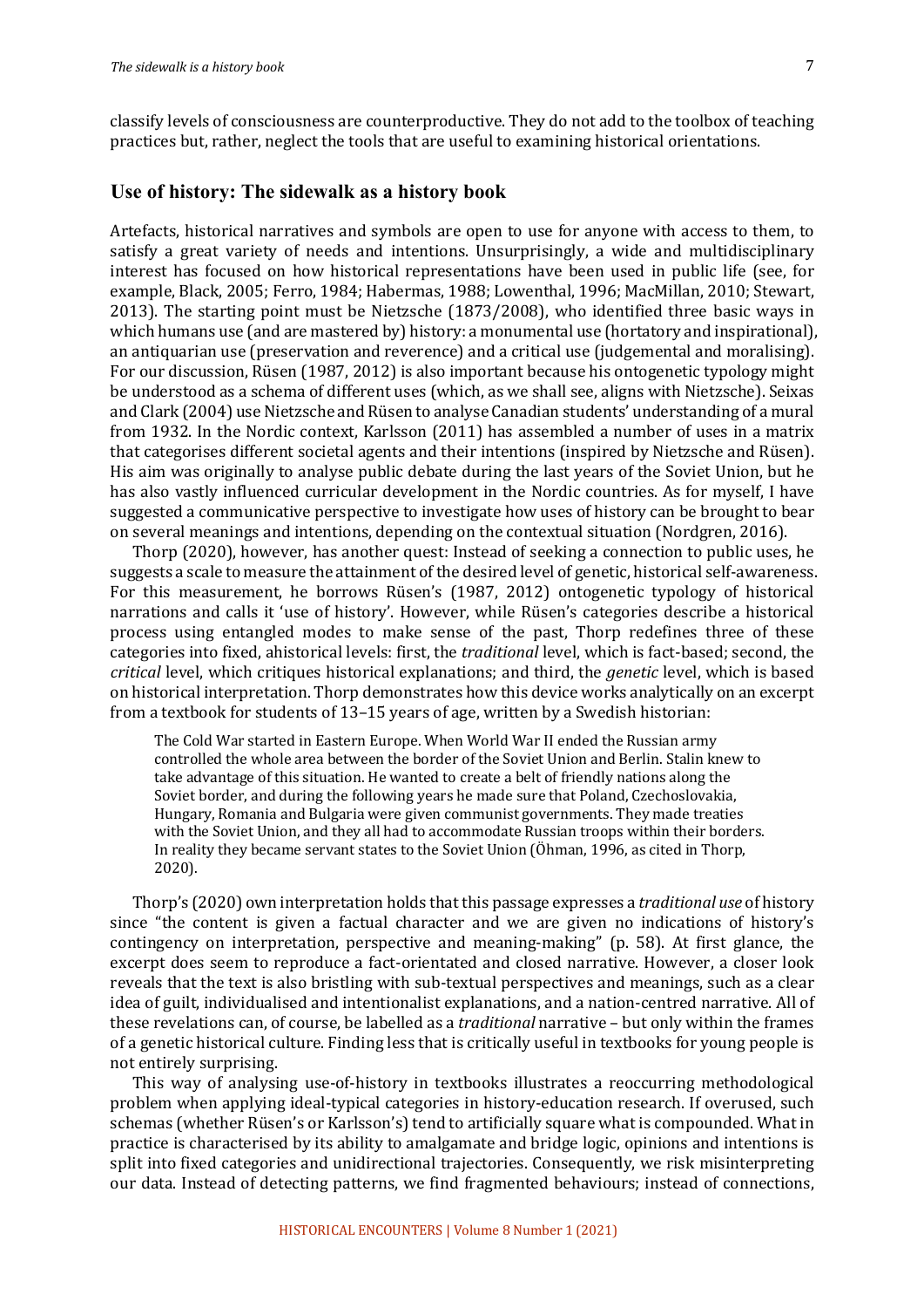classify levels of consciousness are counterproductive. They do not add to the toolbox of teaching practices but, rather, neglect the tools that are useful to examining historical orientations.

## Use of history: The sidewalk as a history book

Artefacts, historical narratives and symbols are open to use for anyone with access to them, to satisfy a great variety of needs and intentions. Unsurprisingly, a wide and multidisciplinary interest has focused on how historical representations have been used in public life (see, for example, Black, 2005; Ferro, 1984; Habermas, 1988; Lowenthal, 1996; MacMillan, 2010; Stewart, 2013). The starting point must be Nietzsche (1873/2008), who identified three basic ways in which humans use (and are mastered by) history: a monumental use (hortatory and inspirational), an antiquarian use (preservation and reverence) and a critical use (judgemental and moralising). For our discussion, Rüsen (1987, 2012) is also important because his ontogenetic typology might be understood as a schema of different uses (which, as we shall see, aligns with Nietzsche). Seixas and Clark (2004) use Nietzsche and Rüsen to analyse Canadian students' understanding of a mural from 1932. In the Nordic context, Karlsson (2011) has assembled a number of uses in a matrix that categorises different societal agents and their intentions (inspired by Nietzsche and Rüsen). His aim was originally to analyse public debate during the last years of the Soviet Union, but he has also vastly influenced curricular development in the Nordic countries. As for myself, I have suggested a communicative perspective to investigate how uses of history can be brought to bear on several meanings and intentions, depending on the contextual situation (Nordgren, 2016).

Thorp (2020), however, has another quest: Instead of seeking a connection to public uses, he suggests a scale to measure the attainment of the desired level of genetic, historical self-awareness. For this measurement, he borrows Rüsen's (1987, 2012) ontogenetic typology of historical narrations and calls it 'use of history'. However, while Rüsen's categories describe a historical process using entangled modes to make sense of the past, Thorp redefines three of these categories into fixed, ahistorical levels: first, the *traditional* level, which is fact-based; second, the *critical* level, which critiques historical explanations; and third, the *genetic* level, which is based on historical interpretation. Thorp demonstrates how this device works analytically on an excerpt from a textbook for students of 13–15 years of age, written by a Swedish historian:

> The Cold War started in Eastern Europe. When World War II ended the Russian army controlled the whole area between the border of the Soviet Union and Berlin. Stalin knew to take advantage of this situation. He wanted to create a belt of friendly nations along the Soviet border, and during the following years he made sure that Poland, Czechoslovakia, Hungary, Romania and Bulgaria were given communist governments. They made treaties with the Soviet Union, and they all had to accommodate Russian troops within their borders. In reality they became servant states to the Soviet Union (Öhman, 1996, as cited in Thorp, 2020).

Thorp's (2020) own interpretation holds that this passage expresses a *traditional use* of history since "the content is given a factual character and we are given no indications of history's contingency on interpretation, perspective and meaning-making" (p. 58). At first glance, the excerpt does seem to reproduce a fact-orientated and closed narrative. However, a closer look reveals that the text is also bristling with sub-textual perspectives and meanings, such as a clear idea of guilt, individualised and intentionalist explanations, and a nation-centred narrative. All of these revelations can, of course, be labelled as a *traditional* narrative – but only within the frames of a genetic historical culture. Finding less that is critically useful in textbooks for young people is not entirely surprising.

This way of analysing use-of-history in textbooks illustrates a reoccurring methodological problem when applying ideal-typical categories in history-education research. If overused, such schemas (whether Rüsen's or Karlsson's) tend to artificially square what is compounded. What in practice is characterised by its ability to amalgamate and bridge logic, opinions and intentions is split into fixed categories and unidirectional trajectories. Consequently, we risk misinterpreting our data. Instead of detecting patterns, we find fragmented behaviours; instead of connections,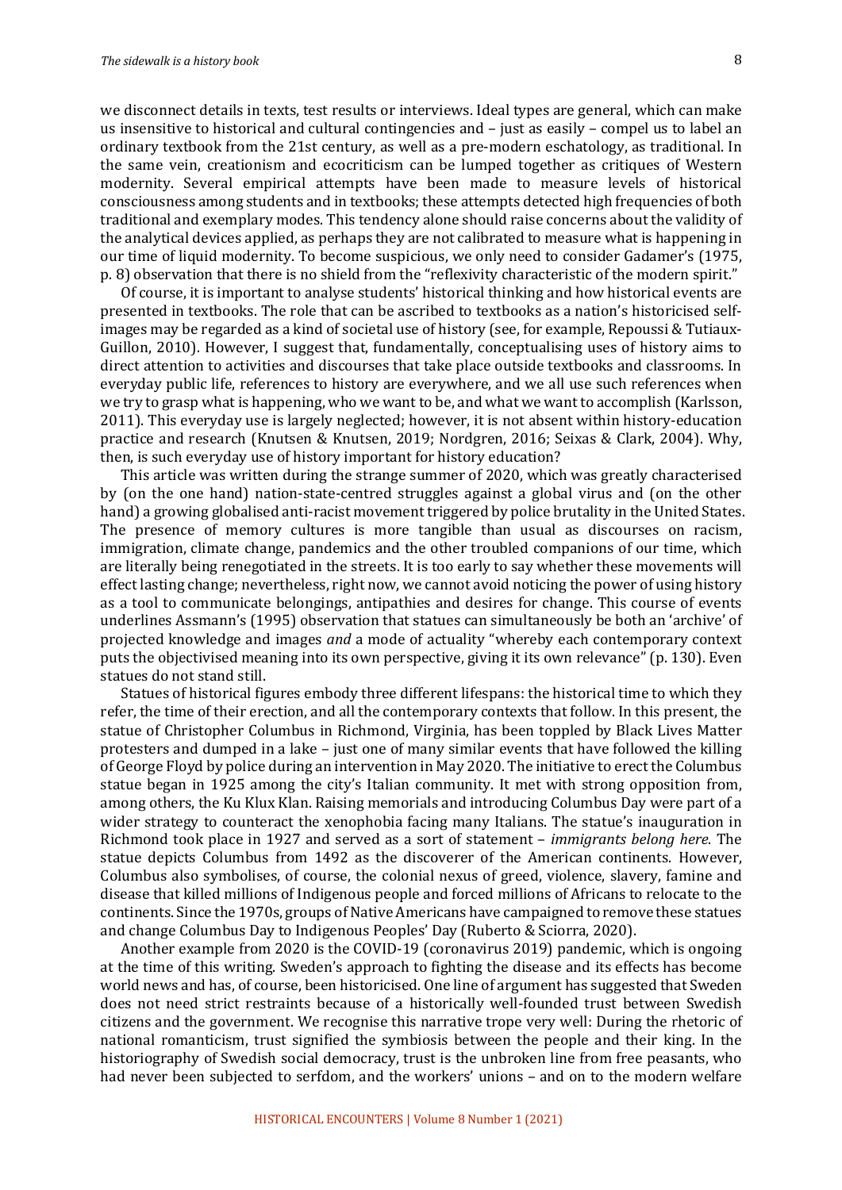we disconnect details in texts, test results or interviews. Ideal types are general, which can make us insensitive to historical and cultural contingencies and – just as easily – compel us to label an ordinary textbook from the 21st century, as well as a pre-modern eschatology, as traditional. In the same vein, creationism and ecocriticism can be lumped together as critiques of Western modernity. Several empirical attempts have been made to measure levels of historical consciousness among students and in textbooks; these attempts detected high frequencies of both traditional and exemplary modes. This tendency alone should raise concerns about the validity of the analytical devices applied, as perhaps they are not calibrated to measure what is happening in our time of liquid modernity. To become suspicious, we only need to consider Gadamer's (1975, p. 8) observation that there is no shield from the "reflexivity characteristic of the modern spirit."

Of course, it is important to analyse students' historical thinking and how historical events are presented in textbooks. The role that can be ascribed to textbooks as a nation's historicised self-images may be regarded as a kind of societal use of history (see, for example, Repoussi & Tutiaux-Guillon, 2010). However, I suggest that, fundamentally, conceptualising uses of history aims to direct attention to activities and discourses that take place outside textbooks and classrooms. In everyday public life, references to history are everywhere, and we all use such references when we try to grasp what is happening, who we want to be, and what we want to accomplish (Karlsson, 2011). This everyday use is largely neglected; however, it is not absent within history-education practice and research (Knutsen & Knutsen, 2019; Nordgren, 2016; Seixas & Clark, 2004). Why, then, is such everyday use of history important for history education?

This article was written during the strange summer of 2020, which was greatly characterised by (on the one hand) nation-state-centred struggles against a global virus and (on the other hand) a growing globalised anti-racist movement triggered by police brutality in the United States. The presence of memory cultures is more tangible than usual as discourses on racism, immigration, climate change, pandemics and the other troubled companions of our time, which are literally being renegotiated in the streets. It is too early to say whether these movements will effect lasting change; nevertheless, right now, we cannot avoid noticing the power of using history as a tool to communicate belongings, antipathies and desires for change. This course of events underlines Assmann's (1995) observation that statues can simultaneously be both an 'archive' of projected knowledge and images *and* a mode of actuality "whereby each contemporary context puts the objectivised meaning into its own perspective, giving it its own relevance" (p. 130). Even statues do not stand still.

Statues of historical figures embody three different lifespans: the historical time to which they refer, the time of their erection, and all the contemporary contexts that follow. In this present, the statue of Christopher Columbus in Richmond, Virginia, has been toppled by Black Lives Matter protesters and dumped in a lake – just one of many similar events that have followed the killing of George Floyd by police during an intervention in May 2020. The initiative to erect the Columbus statue began in 1925 among the city's Italian community. It met with strong opposition from, among others, the Ku Klux Klan. Raising memorials and introducing Columbus Day were part of a wider strategy to counteract the xenophobia facing many Italians. The statue's inauguration in Richmond took place in 1927 and served as a sort of statement – *immigrants belong here*. The statue depicts Columbus from 1492 as the discoverer of the American continents. However, Columbus also symbolises, of course, the colonial nexus of greed, violence, slavery, famine and disease that killed millions of Indigenous people and forced millions of Africans to relocate to the continents. Since the 1970s, groups of Native Americans have campaigned to remove these statues and change Columbus Day to Indigenous Peoples' Day (Ruberto & Sciorra, 2020).

Another example from 2020 is the COVID-19 (coronavirus 2019) pandemic, which is ongoing at the time of this writing. Sweden's approach to fighting the disease and its effects has become world news and has, of course, been historicised. One line of argument has suggested that Sweden does not need strict restraints because of a historically well-founded trust between Swedish citizens and the government. We recognise this narrative trope very well: During the rhetoric of national romanticism, trust signified the symbiosis between the people and their king. In the historiography of Swedish social democracy, trust is the unbroken line from free peasants, who had never been subjected to serfdom, and the workers' unions – and on to the modern welfare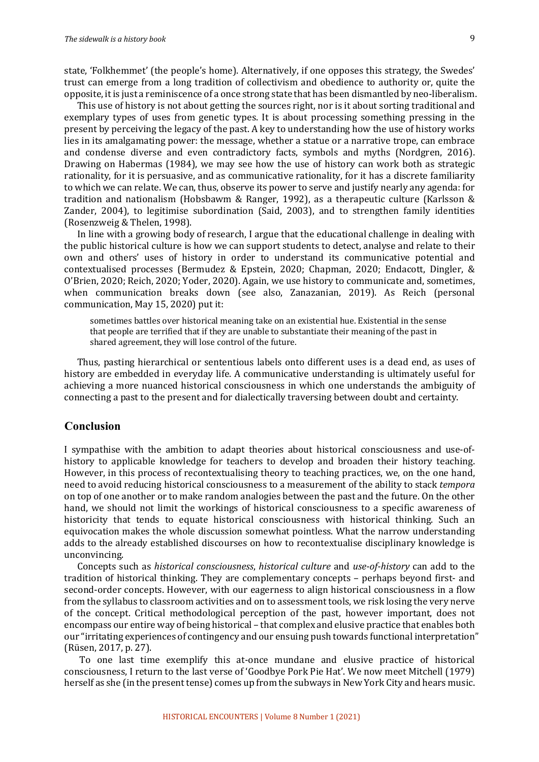state, 'Folkhemmet' (the people's home). Alternatively, if one opposes this strategy, the Swedes' trust can emerge from a long tradition of collectivism and obedience to authority or, quite the opposite, it is just a reminiscence of a once strong state that has been dismantled by neo-liberalism.

This use of history is not about getting the sources right, nor is it about sorting traditional and exemplary types of uses from genetic types. It is about processing something pressing in the present by perceiving the legacy of the past. A key to understanding how the use of history works lies in its amalgamating power: the message, whether a statue or a narrative trope, can embrace and condense diverse and even contradictory facts, symbols and myths (Nordgren, 2016). Drawing on Habermas (1984), we may see how the use of history can work both as strategic rationality, for it is persuasive, and as communicative rationality, for it has a discrete familiarity to which we can relate. We can, thus, observe its power to serve and justify nearly any agenda: for tradition and nationalism (Hobsbawm & Ranger, 1992), as a therapeutic culture (Karlsson & Zander, 2004), to legitimise subordination (Said, 2003), and to strengthen family identities (Rosenzweig & Thelen, 1998).

In line with a growing body of research, I argue that the educational challenge in dealing with the public historical culture is how we can support students to detect, analyse and relate to their own and others' uses of history in order to understand its communicative potential and contextualised processes (Bermudez & Epstein, 2020; Chapman, 2020; Endacott, Dingler, & O'Brien, 2020; Reich, 2020; Yoder, 2020). Again, we use history to communicate and, sometimes, when communication breaks down (see also, Zanazanian, 2019). As Reich (personal communication, May 15, 2020) put it:

> sometimes battles over historical meaning take on an existential hue. Existential in the sense that people are terrified that if they are unable to substantiate their meaning of the past in shared agreement, they will lose control of the future.

Thus, pasting hierarchical or sententious labels onto different uses is a dead end, as uses of history are embedded in everyday life. A communicative understanding is ultimately useful for achieving a more nuanced historical consciousness in which one understands the ambiguity of connecting a past to the present and for dialectically traversing between doubt and certainty.

## Conclusion

I sympathise with the ambition to adapt theories about historical consciousness and use-of-history to applicable knowledge for teachers to develop and broaden their history teaching. However, in this process of recontextualising theory to teaching practices, we, on the one hand, need to avoid reducing historical consciousness to a measurement of the ability to stack *tempora* on top of one another or to make random analogies between the past and the future. On the other hand, we should not limit the workings of historical consciousness to a specific awareness of historicity that tends to equate historical consciousness with historical thinking. Such an equivocation makes the whole discussion somewhat pointless. What the narrow understanding adds to the already established discourses on how to recontextualise disciplinary knowledge is unconvincing.

Concepts such as *historical consciousness*, *historical culture* and *use-of-history* can add to the tradition of historical thinking. They are complementary concepts – perhaps beyond first- and second-order concepts. However, with our eagerness to align historical consciousness in a flow from the syllabus to classroom activities and on to assessment tools, we risk losing the very nerve of the concept. Critical methodological perception of the past, however important, does not encompass our entire way of being historical – that complex and elusive practice that enables both our "irritating experiences of contingency and our ensuing push towards functional interpretation" (Rüsen, 2017, p. 27).

To one last time exemplify this at-once mundane and elusive practice of historical consciousness, I return to the last verse of 'Goodbye Pork Pie Hat'. We now meet Mitchell (1979) herself as she (in the present tense) comes up from the subways in New York City and hears music.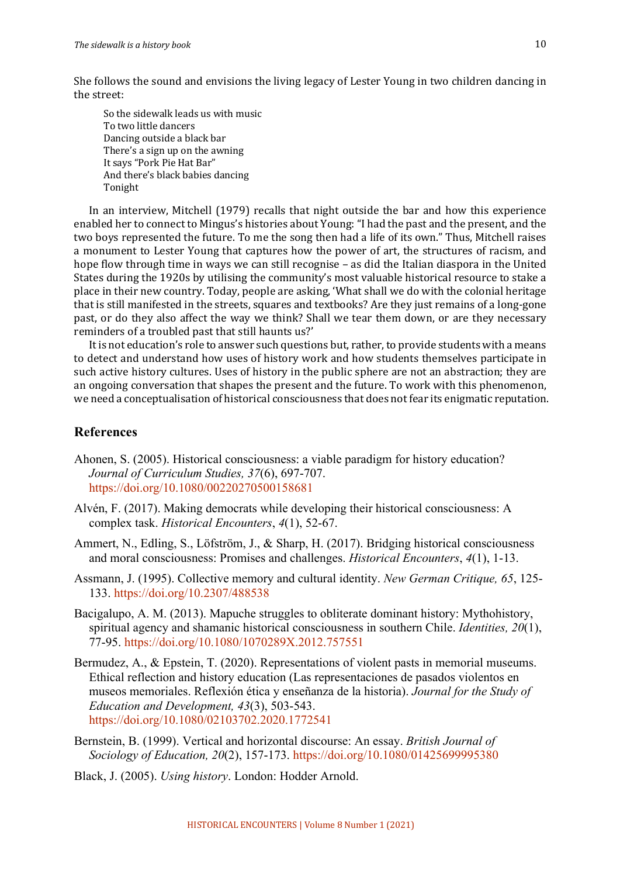She follows the sound and envisions the living legacy of Lester Young in two children dancing in the street:

> So the sidewalk leads us with music
> To two little dancers
> Dancing outside a black bar
> There's a sign up on the awning
> It says "Pork Pie Hat Bar"
> And there's black babies dancing
> Tonight

In an interview, Mitchell (1979) recalls that night outside the bar and how this experience enabled her to connect to Mingus's histories about Young: "I had the past and the present, and the two boys represented the future. To me the song then had a life of its own." Thus, Mitchell raises a monument to Lester Young that captures how the power of art, the structures of racism, and hope flow through time in ways we can still recognise – as did the Italian diaspora in the United States during the 1920s by utilising the community's most valuable historical resource to stake a place in their new country. Today, people are asking, 'What shall we do with the colonial heritage that is still manifested in the streets, squares and textbooks? Are they just remains of a long-gone past, or do they also affect the way we think? Shall we tear them down, or are they necessary reminders of a troubled past that still haunts us?'

It is not education's role to answer such questions but, rather, to provide students with a means to detect and understand how uses of history work and how students themselves participate in such active history cultures. Uses of history in the public sphere are not an abstraction; they are an ongoing conversation that shapes the present and the future. To work with this phenomenon, we need a conceptualisation of historical consciousness that does not fear its enigmatic reputation.

## References

Ahonen, S. (2005). Historical consciousness: a viable paradigm for history education? *Journal of Curriculum Studies, 37*(6), 697-707. https://doi.org/10.1080/00220270500158681

Alvén, F. (2017). Making democrats while developing their historical consciousness: A complex task. *Historical Encounters*, *4*(1), 52-67.

Ammert, N., Edling, S., Löfström, J., & Sharp, H. (2017). Bridging historical consciousness and moral consciousness: Promises and challenges. *Historical Encounters*, *4*(1), 1-13.

Assmann, J. (1995). Collective memory and cultural identity. *New German Critique, 65*, 125-133. https://doi.org/10.2307/488538

Bacigalupo, A. M. (2013). Mapuche struggles to obliterate dominant history: Mythohistory, spiritual agency and shamanic historical consciousness in southern Chile. *Identities, 20*(1), 77-95. https://doi.org/10.1080/1070289X.2012.757551

Bermudez, A., & Epstein, T. (2020). Representations of violent pasts in memorial museums. Ethical reflection and history education (Las representaciones de pasados violentos en museos memoriales. Reflexión ética y enseñanza de la historia). *Journal for the Study of Education and Development, 43*(3), 503-543. https://doi.org/10.1080/02103702.2020.1772541

Bernstein, B. (1999). Vertical and horizontal discourse: An essay. *British Journal of Sociology of Education, 20*(2), 157-173. https://doi.org/10.1080/01425699995380

Black, J. (2005). *Using history*. London: Hodder Arnold.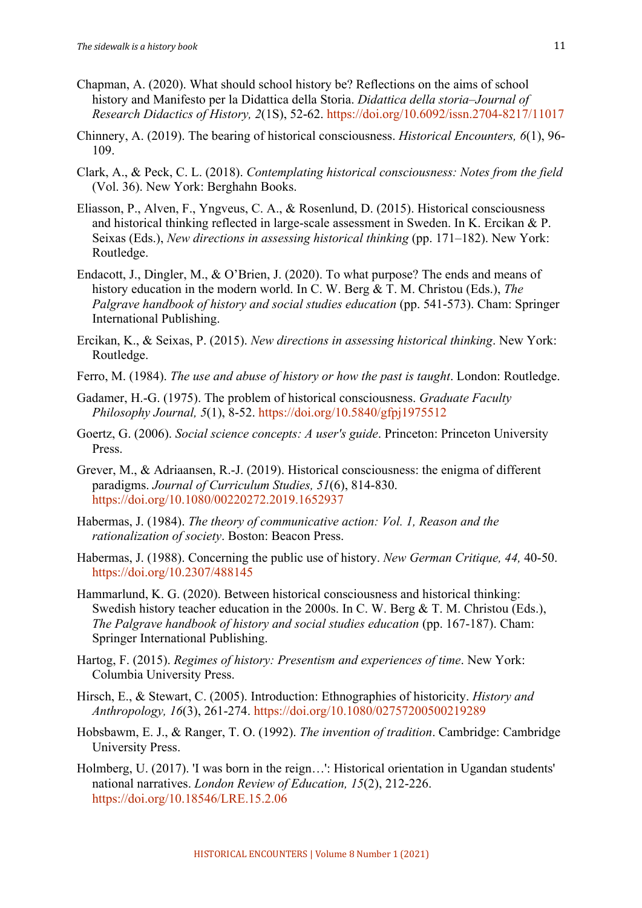Chapman, A. (2020). What should school history be? Reflections on the aims of school history and Manifesto per la Didattica della Storia. *Didattica della storia–Journal of Research Didactics of History, 2*(1S), 52-62. https://doi.org/10.6092/issn.2704-8217/11017

Chinnery, A. (2019). The bearing of historical consciousness. *Historical Encounters, 6*(1), 96-109.

Clark, A., & Peck, C. L. (2018). *Contemplating historical consciousness: Notes from the field* (Vol. 36). New York: Berghahn Books.

Eliasson, P., Alven, F., Yngveus, C. A., & Rosenlund, D. (2015). Historical consciousness and historical thinking reflected in large-scale assessment in Sweden. In K. Ercikan & P. Seixas (Eds.), *New directions in assessing historical thinking* (pp. 171–182). New York: Routledge.

Endacott, J., Dingler, M., & O'Brien, J. (2020). To what purpose? The ends and means of history education in the modern world. In C. W. Berg & T. M. Christou (Eds.), *The Palgrave handbook of history and social studies education* (pp. 541-573). Cham: Springer International Publishing.

Ercikan, K., & Seixas, P. (2015). *New directions in assessing historical thinking*. New York: Routledge.

Ferro, M. (1984). *The use and abuse of history or how the past is taught*. London: Routledge.

Gadamer, H.-G. (1975). The problem of historical consciousness. *Graduate Faculty Philosophy Journal, 5*(1), 8-52. https://doi.org/10.5840/gfpj1975512

Goertz, G. (2006). *Social science concepts: A user's guide*. Princeton: Princeton University Press.

Grever, M., & Adriaansen, R.-J. (2019). Historical consciousness: the enigma of different paradigms. *Journal of Curriculum Studies, 51*(6), 814-830. https://doi.org/10.1080/00220272.2019.1652937

Habermas, J. (1984). *The theory of communicative action: Vol. 1, Reason and the rationalization of society*. Boston: Beacon Press.

Habermas, J. (1988). Concerning the public use of history. *New German Critique, 44,* 40-50. https://doi.org/10.2307/488145

Hammarlund, K. G. (2020). Between historical consciousness and historical thinking: Swedish history teacher education in the 2000s. In C. W. Berg & T. M. Christou (Eds.), *The Palgrave handbook of history and social studies education* (pp. 167-187). Cham: Springer International Publishing.

Hartog, F. (2015). *Regimes of history: Presentism and experiences of time*. New York: Columbia University Press.

Hirsch, E., & Stewart, C. (2005). Introduction: Ethnographies of historicity. *History and Anthropology, 16*(3), 261-274. https://doi.org/10.1080/02757200500219289

Hobsbawm, E. J., & Ranger, T. O. (1992). *The invention of tradition*. Cambridge: Cambridge University Press.

Holmberg, U. (2017). 'I was born in the reign…': Historical orientation in Ugandan students' national narratives. *London Review of Education, 15*(2), 212-226. https://doi.org/10.18546/LRE.15.2.06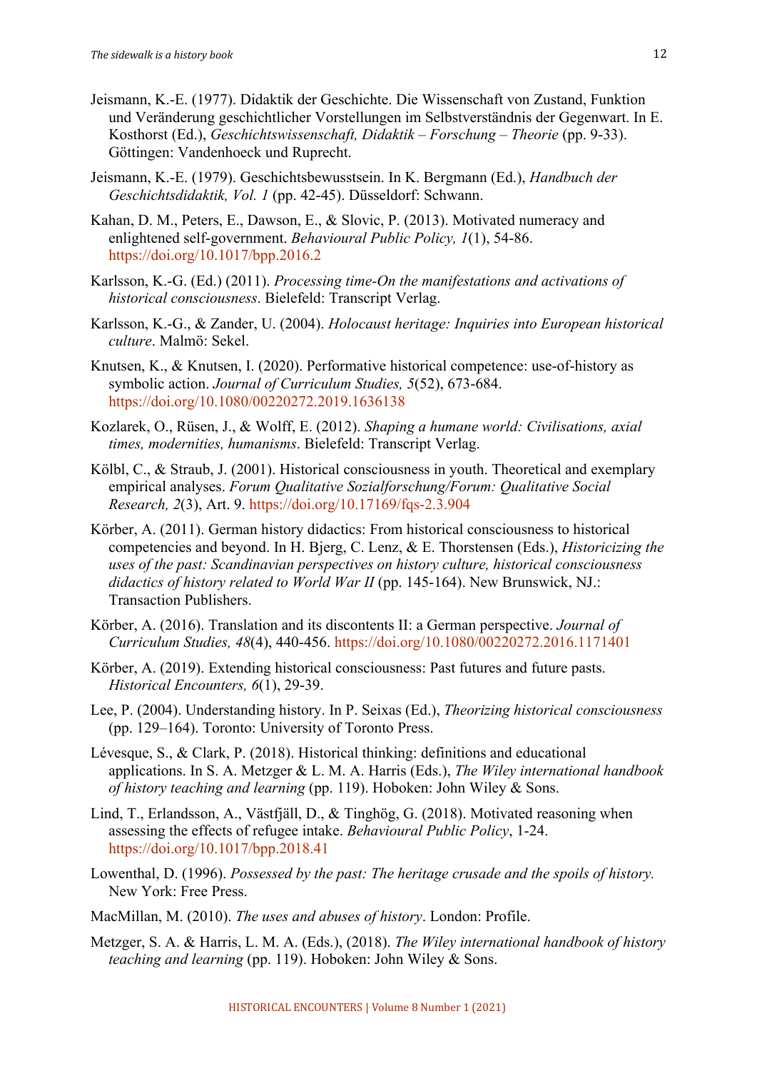Jeismann, K.-E. (1977). Didaktik der Geschichte. Die Wissenschaft von Zustand, Funktion und Veränderung geschichtlicher Vorstellungen im Selbstverständnis der Gegenwart. In E. Kosthorst (Ed.), *Geschichtswissenschaft, Didaktik – Forschung – Theorie* (pp. 9-33). Göttingen: Vandenhoeck und Ruprecht.

Jeismann, K.-E. (1979). Geschichtsbewusstsein. In K. Bergmann (Ed.), *Handbuch der Geschichtsdidaktik, Vol. 1* (pp. 42-45). Düsseldorf: Schwann.

Kahan, D. M., Peters, E., Dawson, E., & Slovic, P. (2013). Motivated numeracy and enlightened self-government. *Behavioural Public Policy, 1*(1), 54-86. https://doi.org/10.1017/bpp.2016.2

Karlsson, K.-G. (Ed.) (2011). *Processing time-On the manifestations and activations of historical consciousness*. Bielefeld: Transcript Verlag.

Karlsson, K.-G., & Zander, U. (2004). *Holocaust heritage: Inquiries into European historical culture*. Malmö: Sekel.

Knutsen, K., & Knutsen, I. (2020). Performative historical competence: use-of-history as symbolic action. *Journal of Curriculum Studies, 5*(52), 673-684. https://doi.org/10.1080/00220272.2019.1636138

Kozlarek, O., Rüsen, J., & Wolff, E. (2012). *Shaping a humane world: Civilisations, axial times, modernities, humanisms*. Bielefeld: Transcript Verlag.

Kölbl, C., & Straub, J. (2001). Historical consciousness in youth. Theoretical and exemplary empirical analyses. *Forum Qualitative Sozialforschung/Forum: Qualitative Social Research, 2*(3), Art. 9. https://doi.org/10.17169/fqs-2.3.904

Körber, A. (2011). German history didactics: From historical consciousness to historical competencies and beyond. In H. Bjerg, C. Lenz, & E. Thorstensen (Eds.), *Historicizing the uses of the past: Scandinavian perspectives on history culture, historical consciousness didactics of history related to World War II* (pp. 145-164). New Brunswick, NJ.: Transaction Publishers.

Körber, A. (2016). Translation and its discontents II: a German perspective. *Journal of Curriculum Studies, 48*(4), 440-456. https://doi.org/10.1080/00220272.2016.1171401

Körber, A. (2019). Extending historical consciousness: Past futures and future pasts. *Historical Encounters, 6*(1), 29-39.

Lee, P. (2004). Understanding history. In P. Seixas (Ed.), *Theorizing historical consciousness* (pp. 129–164). Toronto: University of Toronto Press.

Lévesque, S., & Clark, P. (2018). Historical thinking: definitions and educational applications. In S. A. Metzger & L. M. A. Harris (Eds.), *The Wiley international handbook of history teaching and learning* (pp. 119). Hoboken: John Wiley & Sons.

Lind, T., Erlandsson, A., Västfjäll, D., & Tinghög, G. (2018). Motivated reasoning when assessing the effects of refugee intake. *Behavioural Public Policy*, 1-24. https://doi.org/10.1017/bpp.2018.41

Lowenthal, D. (1996). *Possessed by the past: The heritage crusade and the spoils of history.* New York: Free Press.

MacMillan, M. (2010). *The uses and abuses of history*. London: Profile.

Metzger, S. A. & Harris, L. M. A. (Eds.), (2018). *The Wiley international handbook of history teaching and learning* (pp. 119). Hoboken: John Wiley & Sons.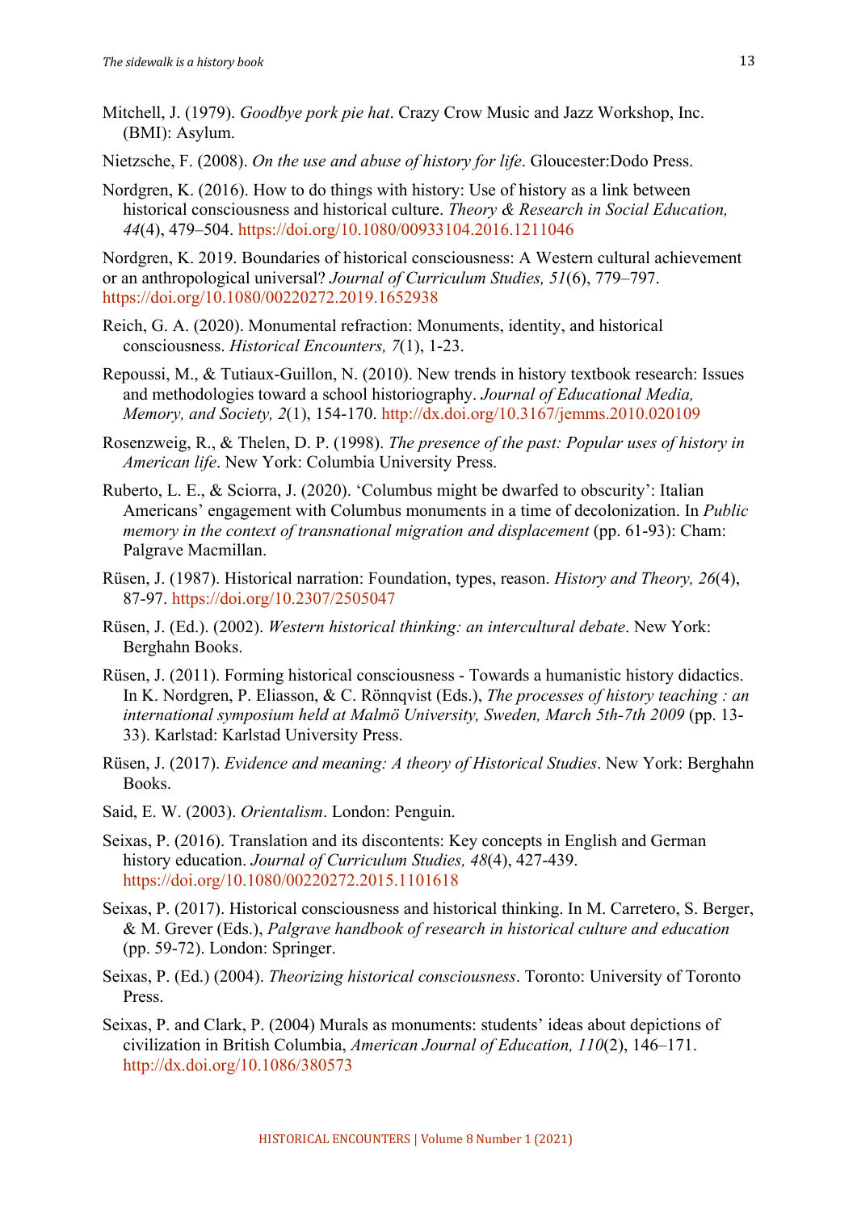Mitchell, J. (1979). *Goodbye pork pie hat*. Crazy Crow Music and Jazz Workshop, Inc. (BMI): Asylum.

Nietzsche, F. (2008). *On the use and abuse of history for life*. Gloucester:Dodo Press.

Nordgren, K. (2016). How to do things with history: Use of history as a link between historical consciousness and historical culture. *Theory & Research in Social Education, 44*(4), 479–504. https://doi.org/10.1080/00933104.2016.1211046

Nordgren, K. 2019. Boundaries of historical consciousness: A Western cultural achievement or an anthropological universal? *Journal of Curriculum Studies, 51*(6), 779–797. https://doi.org/10.1080/00220272.2019.1652938

Reich, G. A. (2020). Monumental refraction: Monuments, identity, and historical consciousness. *Historical Encounters, 7*(1), 1-23.

Repoussi, M., & Tutiaux-Guillon, N. (2010). New trends in history textbook research: Issues and methodologies toward a school historiography. *Journal of Educational Media, Memory, and Society, 2*(1), 154-170. http://dx.doi.org/10.3167/jemms.2010.020109

Rosenzweig, R., & Thelen, D. P. (1998). *The presence of the past: Popular uses of history in American life*. New York: Columbia University Press.

Ruberto, L. E., & Sciorra, J. (2020). 'Columbus might be dwarfed to obscurity': Italian Americans' engagement with Columbus monuments in a time of decolonization. In *Public memory in the context of transnational migration and displacement* (pp. 61-93): Cham: Palgrave Macmillan.

Rüsen, J. (1987). Historical narration: Foundation, types, reason. *History and Theory, 26*(4), 87-97. https://doi.org/10.2307/2505047

Rüsen, J. (Ed.). (2002). *Western historical thinking: an intercultural debate*. New York: Berghahn Books.

Rüsen, J. (2011). Forming historical consciousness - Towards a humanistic history didactics. In K. Nordgren, P. Eliasson, & C. Rönnqvist (Eds.), *The processes of history teaching : an international symposium held at Malmö University, Sweden, March 5th-7th 2009* (pp. 13-33). Karlstad: Karlstad University Press.

Rüsen, J. (2017). *Evidence and meaning: A theory of Historical Studies*. New York: Berghahn Books.

Said, E. W. (2003). *Orientalism*. London: Penguin.

Seixas, P. (2016). Translation and its discontents: Key concepts in English and German history education. *Journal of Curriculum Studies, 48*(4), 427-439. https://doi.org/10.1080/00220272.2015.1101618

Seixas, P. (2017). Historical consciousness and historical thinking. In M. Carretero, S. Berger, & M. Grever (Eds.), *Palgrave handbook of research in historical culture and education* (pp. 59-72). London: Springer.

Seixas, P. (Ed.) (2004). *Theorizing historical consciousness*. Toronto: University of Toronto Press.

Seixas, P. and Clark, P. (2004) Murals as monuments: students' ideas about depictions of civilization in British Columbia, *American Journal of Education, 110*(2), 146–171. http://dx.doi.org/10.1086/380573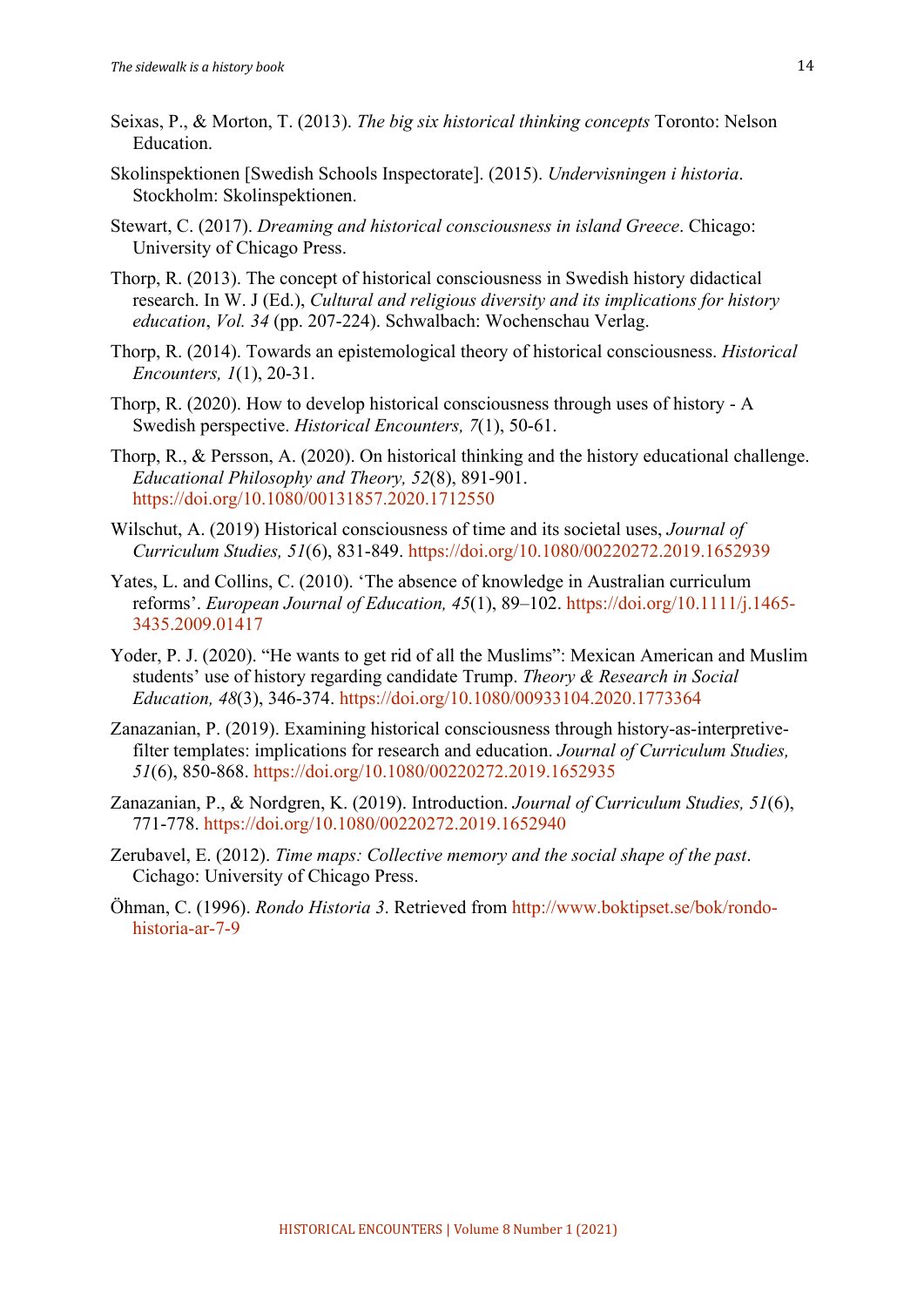Seixas, P., & Morton, T. (2013). *The big six historical thinking concepts* Toronto: Nelson Education.

Skolinspektionen [Swedish Schools Inspectorate]. (2015). *Undervisningen i historia*. Stockholm: Skolinspektionen.

Stewart, C. (2017). *Dreaming and historical consciousness in island Greece*. Chicago: University of Chicago Press.

Thorp, R. (2013). The concept of historical consciousness in Swedish history didactical research. In W. J (Ed.), *Cultural and religious diversity and its implications for history education*, *Vol. 34* (pp. 207-224). Schwalbach: Wochenschau Verlag.

Thorp, R. (2014). Towards an epistemological theory of historical consciousness. *Historical Encounters, 1*(1), 20-31.

Thorp, R. (2020). How to develop historical consciousness through uses of history - A Swedish perspective. *Historical Encounters, 7*(1), 50-61.

Thorp, R., & Persson, A. (2020). On historical thinking and the history educational challenge. *Educational Philosophy and Theory, 52*(8), 891-901. https://doi.org/10.1080/00131857.2020.1712550

Wilschut, A. (2019) Historical consciousness of time and its societal uses, *Journal of Curriculum Studies, 51*(6), 831-849. https://doi.org/10.1080/00220272.2019.1652939

Yates, L. and Collins, C. (2010). 'The absence of knowledge in Australian curriculum reforms'. *European Journal of Education, 45*(1), 89–102. https://doi.org/10.1111/j.1465-3435.2009.01417

Yoder, P. J. (2020). "He wants to get rid of all the Muslims": Mexican American and Muslim students' use of history regarding candidate Trump. *Theory & Research in Social Education, 48*(3), 346-374. https://doi.org/10.1080/00933104.2020.1773364

Zanazanian, P. (2019). Examining historical consciousness through history-as-interpretive-filter templates: implications for research and education. *Journal of Curriculum Studies, 51*(6), 850-868. https://doi.org/10.1080/00220272.2019.1652935

Zanazanian, P., & Nordgren, K. (2019). Introduction. *Journal of Curriculum Studies, 51*(6), 771-778. https://doi.org/10.1080/00220272.2019.1652940

Zerubavel, E. (2012). *Time maps: Collective memory and the social shape of the past*. Cichago: University of Chicago Press.

Öhman, C. (1996). *Rondo Historia 3*. Retrieved from http://www.boktipset.se/bok/rondo-historia-ar-7-9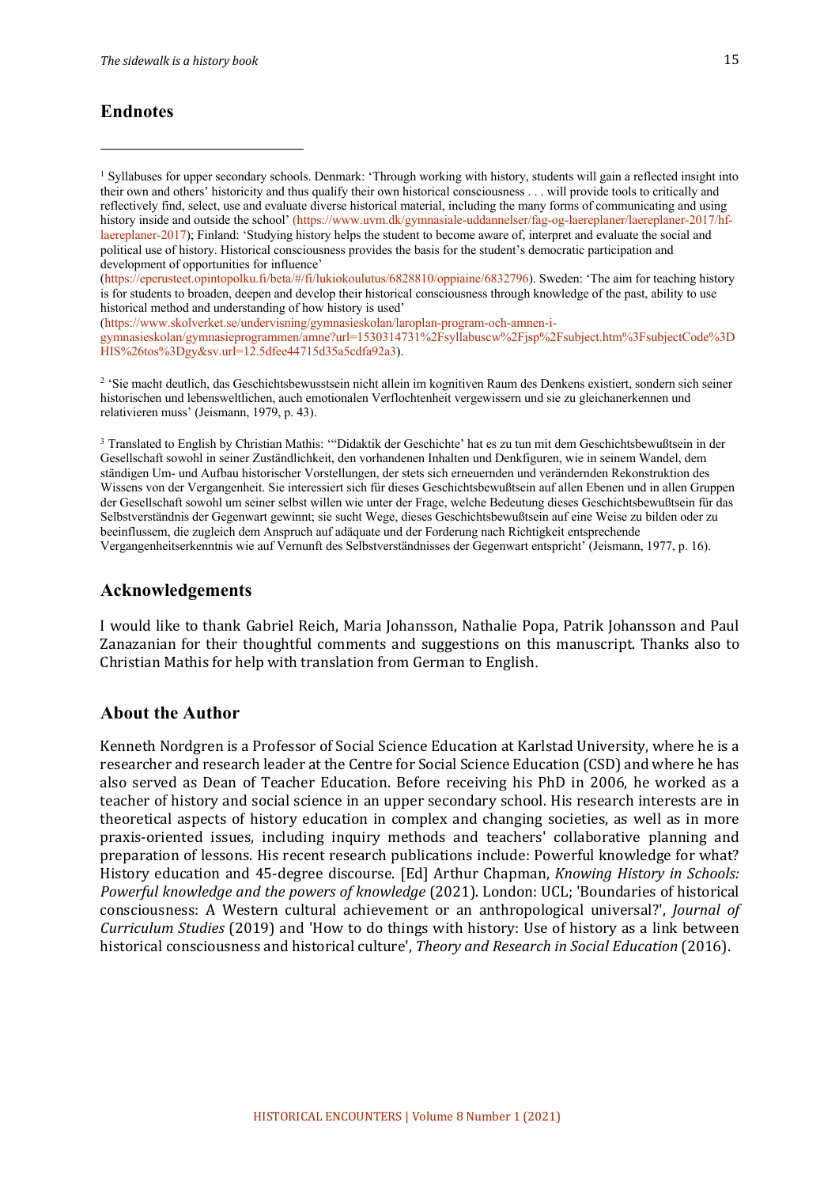## Endnotes

[1] Syllabuses for upper secondary schools. Denmark: 'Through working with history, students will gain a reflected insight into their own and others' historicity and thus qualify their own historical consciousness . . . will provide tools to critically and reflectively find, select, use and evaluate diverse historical material, including the many forms of communicating and using history inside and outside the school' (https://www.uvm.dk/gymnasiale-uddannelser/fag-og-laereplaner/laereplaner-2017/hf-laereplaner-2017); Finland: 'Studying history helps the student to become aware of, interpret and evaluate the social and political use of history. Historical consciousness provides the basis for the student's democratic participation and development of opportunities for influence' (https://eperusteet.opintopolku.fi/beta/#/fi/lukiokoulutus/6828810/oppiaine/6832796). Sweden: 'The aim for teaching history is for students to broaden, deepen and develop their historical consciousness through knowledge of the past, ability to use historical method and understanding of how history is used' (https://www.skolverket.se/undervisning/gymnasieskolan/laroplan-program-och-amnen-i-gymnasieskolan/gymnasieprogrammen/amne?url=1530314731%2Fsyllabuscw%2Fjsp%2Fsubject.htm%3FsubjectCode%3DHIS%26tos%3Dgy&sv.url=12.5dfee44715d35a5cdfa92a3).

[2] 'Sie macht deutlich, das Geschichtsbewusstsein nicht allein im kognitiven Raum des Denkens existiert, sondern sich seiner historischen und lebensweltlichen, auch emotionalen Verflochtenheit vergewissern und sie zu gleichanerkennen und relativieren muss' (Jeismann, 1979, p. 43).

[3] Translated to English by Christian Mathis: '"Didaktik der Geschichte' hat es zu tun mit dem Geschichtsbewußtsein in der Gesellschaft sowohl in seiner Zuständlichkeit, den vorhandenen Inhalten und Denkfiguren, wie in seinem Wandel, dem ständigen Um- und Aufbau historischer Vorstellungen, der stets sich erneuernden und verändernden Rekonstruktion des Wissens von der Vergangenheit. Sie interessiert sich für dieses Geschichtsbewußtsein auf allen Ebenen und in allen Gruppen der Gesellschaft sowohl um seiner selbst willen wie unter der Frage, welche Bedeutung dieses Geschichtsbewußtsein für das Selbstverständnis der Gegenwart gewinnt; sie sucht Wege, dieses Geschichtsbewußtsein auf eine Weise zu bilden oder zu beeinflussem, die zugleich dem Anspruch auf adäquate und der Forderung nach Richtigkeit entsprechende Vergangenheitserkenntnis wie auf Vernunft des Selbstverständnisses der Gegenwart entspricht' (Jeismann, 1977, p. 16).

## Acknowledgements

I would like to thank Gabriel Reich, Maria Johansson, Nathalie Popa, Patrik Johansson and Paul Zanazanian for their thoughtful comments and suggestions on this manuscript. Thanks also to Christian Mathis for help with translation from German to English.

## About the Author

Kenneth Nordgren is a Professor of Social Science Education at Karlstad University, where he is a researcher and research leader at the Centre for Social Science Education (CSD) and where he has also served as Dean of Teacher Education. Before receiving his PhD in 2006, he worked as a teacher of history and social science in an upper secondary school. His research interests are in theoretical aspects of history education in complex and changing societies, as well as in more praxis-oriented issues, including inquiry methods and teachers' collaborative planning and preparation of lessons. His recent research publications include: Powerful knowledge for what? History education and 45-degree discourse. [Ed] Arthur Chapman, *Knowing History in Schools: Powerful knowledge and the powers of knowledge* (2021). London: UCL; 'Boundaries of historical consciousness: A Western cultural achievement or an anthropological universal?', *Journal of Curriculum Studies* (2019) and 'How to do things with history: Use of history as a link between historical consciousness and historical culture', *Theory and Research in Social Education* (2016).